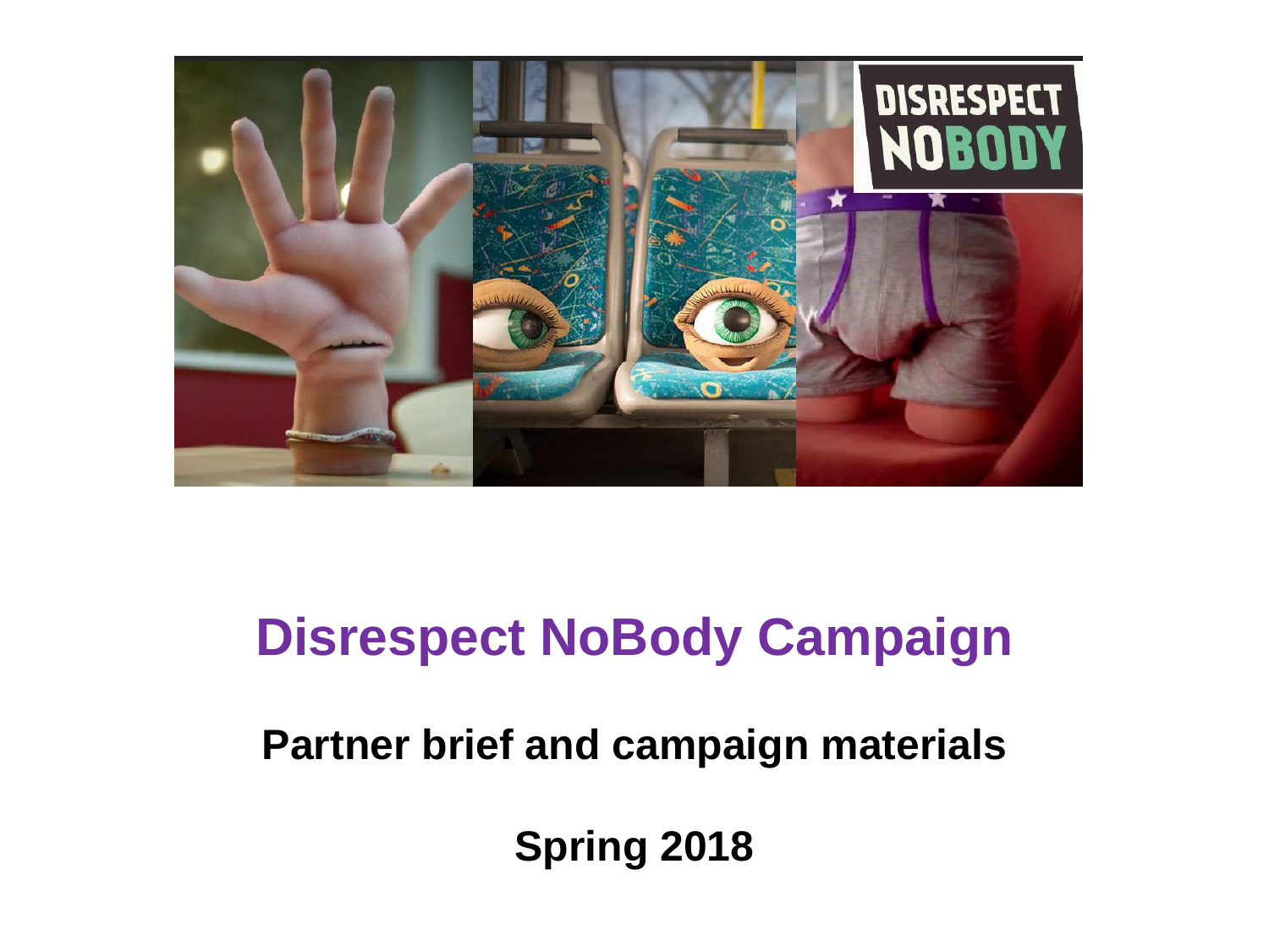# Disrespect NoBody Campaign

## Partner brief and campaign materials

## Spring 2018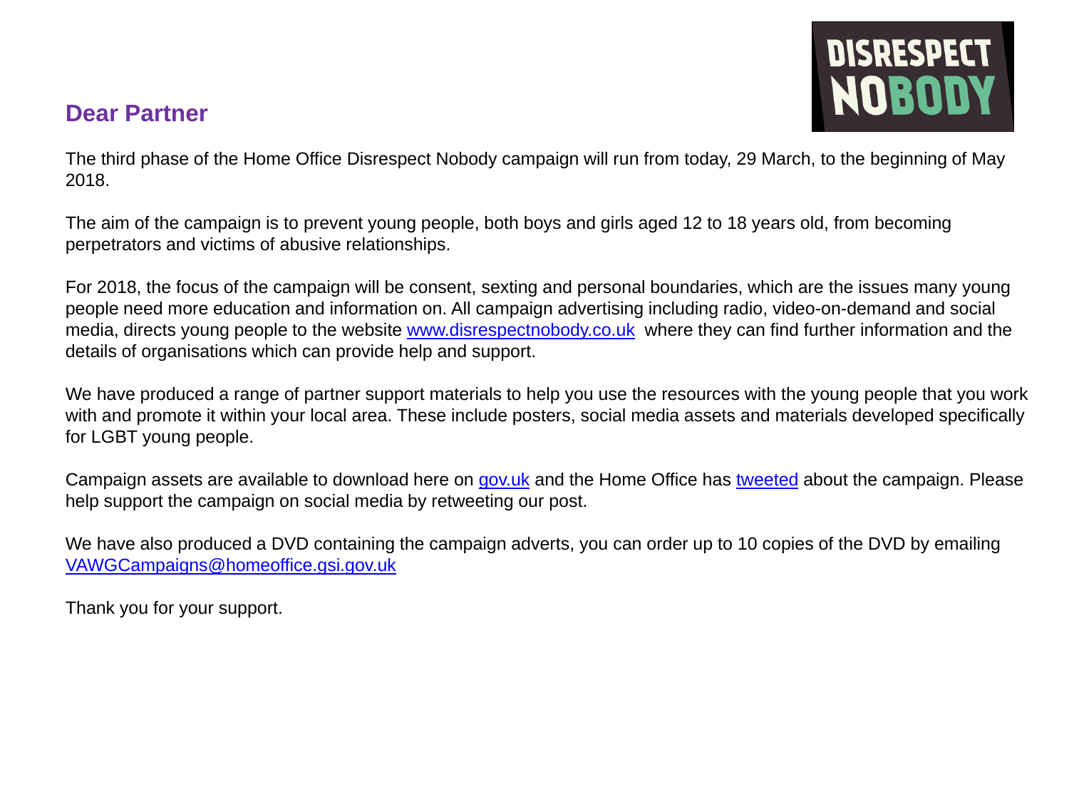## Dear Partner

The third phase of the Home Office Disrespect Nobody campaign will run from today, 29 March, to the beginning of May 2018.

The aim of the campaign is to prevent young people, both boys and girls aged 12 to 18 years old, from becoming perpetrators and victims of abusive relationships.

For 2018, the focus of the campaign will be consent, sexting and personal boundaries, which are the issues many young people need more education and information on. All campaign advertising including radio, video-on-demand and social media, directs young people to the website www.disrespectnobody.co.uk where they can find further information and the details of organisations which can provide help and support.

We have produced a range of partner support materials to help you use the resources with the young people that you work with and promote it within your local area. These include posters, social media assets and materials developed specifically for LGBT young people.

Campaign assets are available to download here on gov.uk and the Home Office has tweeted about the campaign. Please help support the campaign on social media by retweeting our post.

We have also produced a DVD containing the campaign adverts, you can order up to 10 copies of the DVD by emailing VAWGCampaigns@homeoffice.gsi.gov.uk

Thank you for your support.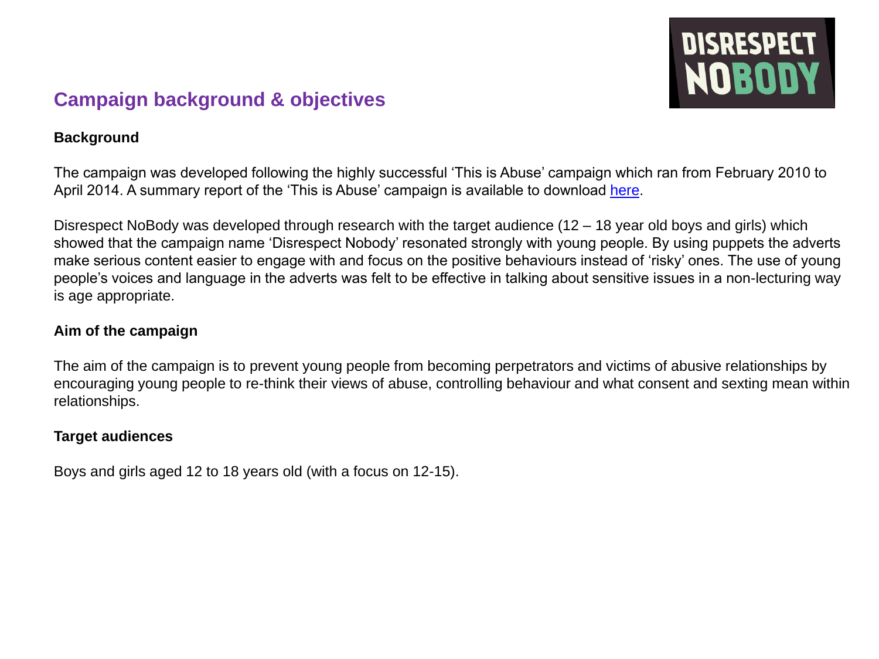## Campaign background & objectives

### Background

The campaign was developed following the highly successful 'This is Abuse' campaign which ran from February 2010 to April 2014. A summary report of the 'This is Abuse' campaign is available to download here.

Disrespect NoBody was developed through research with the target audience (12 – 18 year old boys and girls) which showed that the campaign name 'Disrespect Nobody' resonated strongly with young people. By using puppets the adverts make serious content easier to engage with and focus on the positive behaviours instead of 'risky' ones. The use of young people's voices and language in the adverts was felt to be effective in talking about sensitive issues in a non-lecturing way is age appropriate.

### Aim of the campaign

The aim of the campaign is to prevent young people from becoming perpetrators and victims of abusive relationships by encouraging young people to re-think their views of abuse, controlling behaviour and what consent and sexting mean within relationships.

### Target audiences

Boys and girls aged 12 to 18 years old (with a focus on 12-15).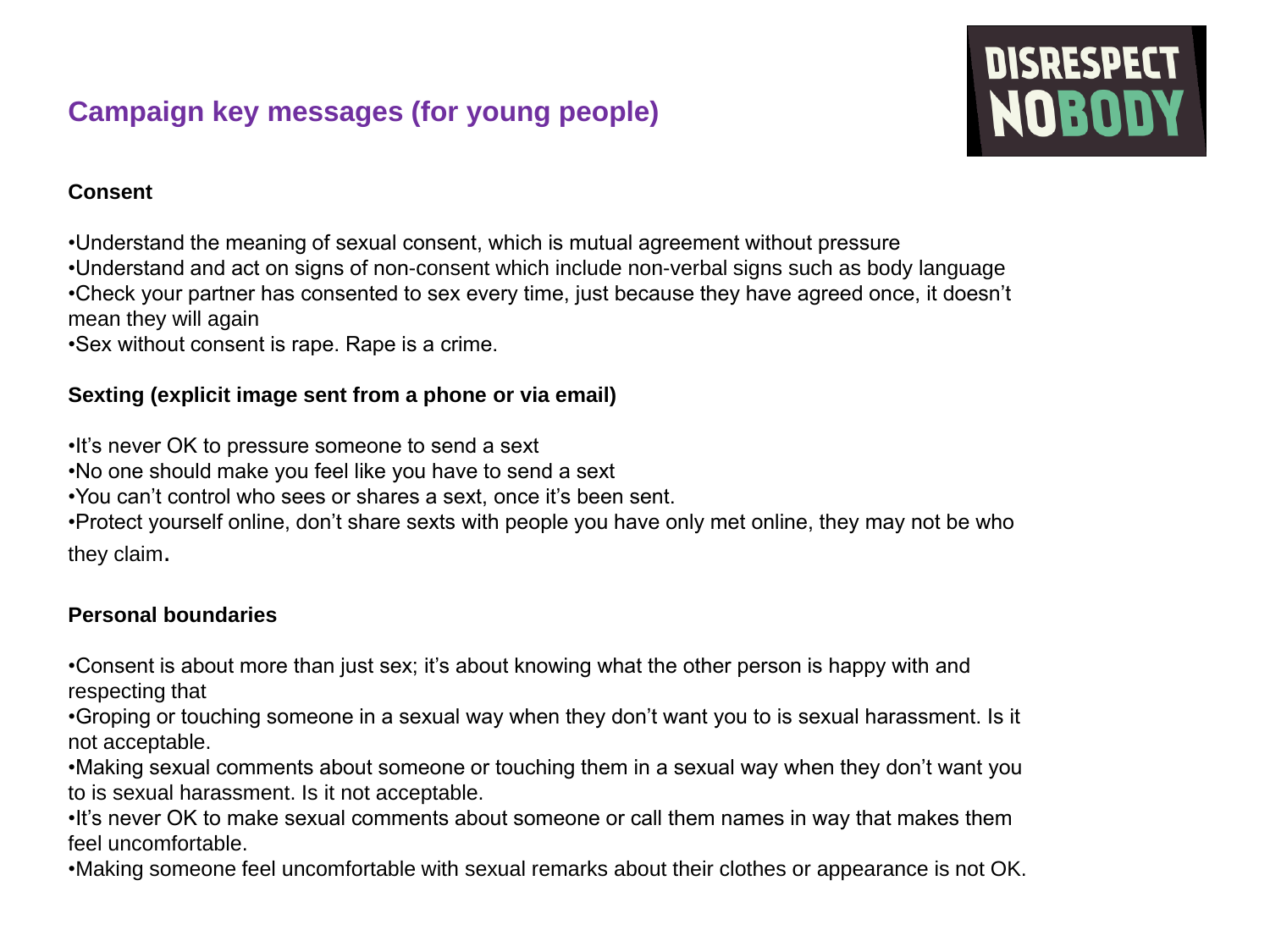## Campaign key messages (for young people)

DISRESPECT NOBODY

**Consent**

- Understand the meaning of sexual consent, which is mutual agreement without pressure
- Understand and act on signs of non-consent which include non-verbal signs such as body language
- Check your partner has consented to sex every time, just because they have agreed once, it doesn't mean they will again
- Sex without consent is rape. Rape is a crime.

**Sexting (explicit image sent from a phone or via email)**

- It's never OK to pressure someone to send a sext
- No one should make you feel like you have to send a sext
- You can't control who sees or shares a sext, once it's been sent.
- Protect yourself online, don't share sexts with people you have only met online, they may not be who they claim.

**Personal boundaries**

- Consent is about more than just sex; it's about knowing what the other person is happy with and respecting that
- Groping or touching someone in a sexual way when they don't want you to is sexual harassment. Is it not acceptable.
- Making sexual comments about someone or touching them in a sexual way when they don't want you to is sexual harassment. Is it not acceptable.
- It's never OK to make sexual comments about someone or call them names in way that makes them feel uncomfortable.
- Making someone feel uncomfortable with sexual remarks about their clothes or appearance is not OK.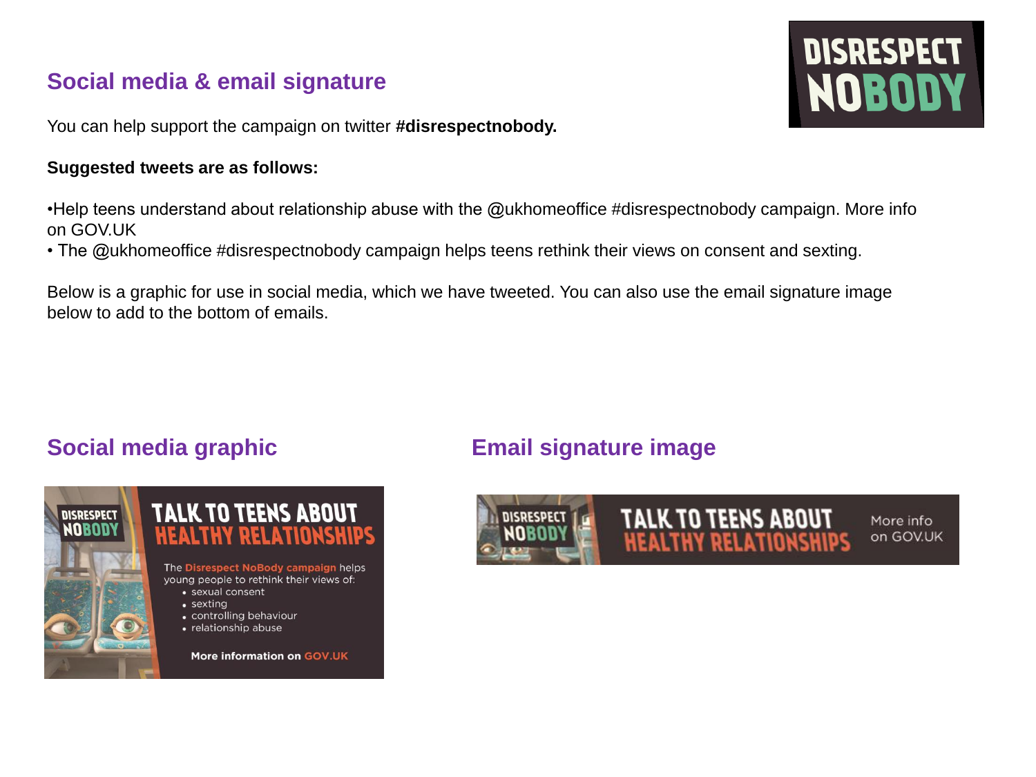## Social media & email signature

You can help support the campaign on twitter **#disrespectnobody.**

**Suggested tweets are as follows:**

- Help teens understand about relationship abuse with the @ukhomeoffice #disrespectnobody campaign. More info on GOV.UK
- The @ukhomeoffice #disrespectnobody campaign helps teens rethink their views on consent and sexting.

Below is a graphic for use in social media, which we have tweeted. You can also use the email signature image below to add to the bottom of emails.

## Social media graphic

## Email signature image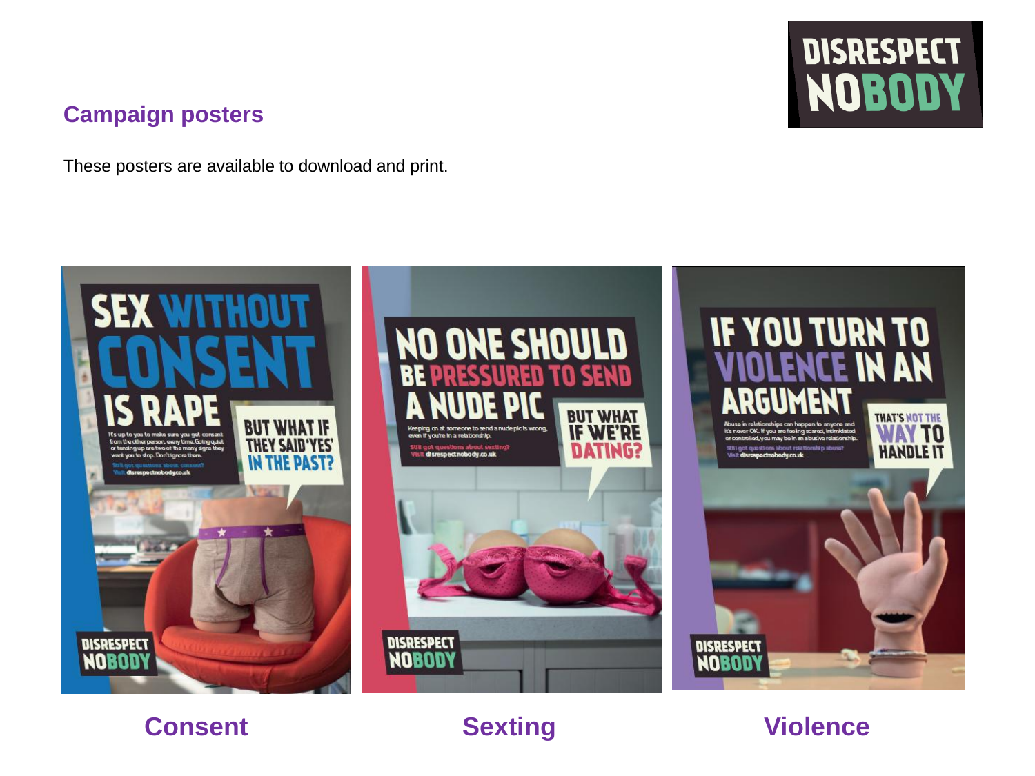## Campaign posters

These posters are available to download and print.

Consent

Sexting

Violence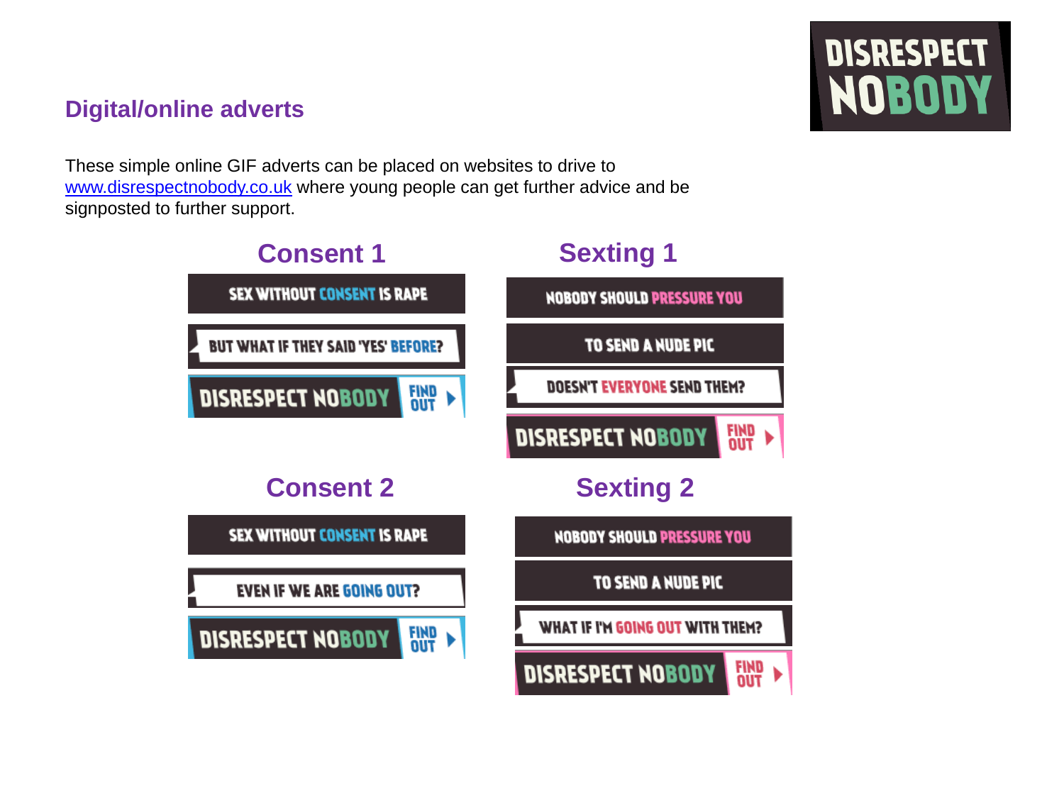DISRESPECT NOBODY

## Digital/online adverts

These simple online GIF adverts can be placed on websites to drive to www.disrespectnobody.co.uk where young people can get further advice and be signposted to further support.

### Consent 1

SEX WITHOUT CONSENT IS RAPE

BUT WHAT IF THEY SAID 'YES' BEFORE?

DISRESPECT NOBODY FIND OUT

### Sexting 1

NOBODY SHOULD PRESSURE YOU

TO SEND A NUDE PIC

DOESN'T EVERYONE SEND THEM?

DISRESPECT NOBODY FIND OUT

### Consent 2

SEX WITHOUT CONSENT IS RAPE

EVEN IF WE ARE GOING OUT?

DISRESPECT NOBODY FIND OUT

### Sexting 2

NOBODY SHOULD PRESSURE YOU

TO SEND A NUDE PIC

WHAT IF I'M GOING OUT WITH THEM?

DISRESPECT NOBODY FIND OUT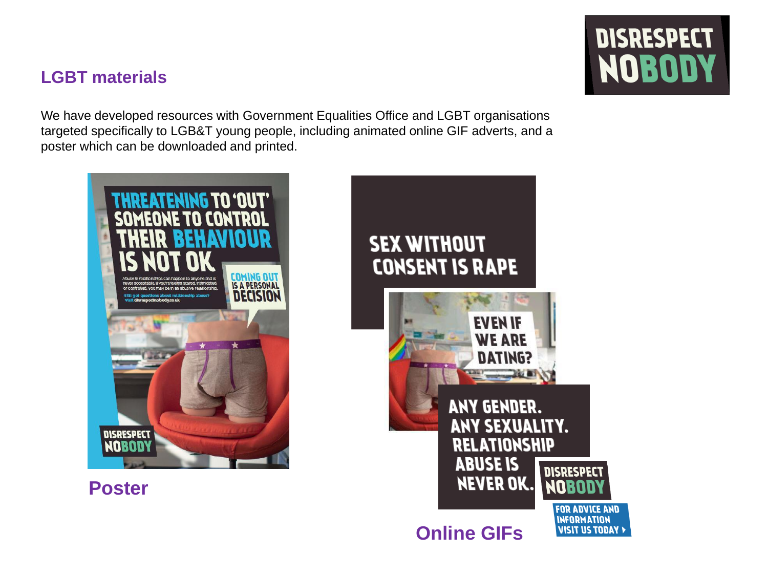## LGBT materials

DISRESPECT NOBODY

We have developed resources with Government Equalities Office and LGBT organisations targeted specifically to LGB&T young people, including animated online GIF adverts, and a poster which can be downloaded and printed.

THREATENING TO 'OUT' SOMEONE TO CONTROL THEIR BEHAVIOUR IS NOT OK

Abuse in relationships can happen to anyone and is never acceptable. If you're feeling scared, intimidated or controlled, you may be in an abusive relationship.

Still got questions about relationship abuse? Visit disrespectnobody.co.uk

COMING OUT IS A PERSONAL DECISION

DISRESPECT NOBODY

**Poster**

SEX WITHOUT CONSENT IS RAPE

EVEN IF WE ARE DATING?

ANY GENDER. ANY SEXUALITY. RELATIONSHIP ABUSE IS NEVER OK.

DISRESPECT NOBODY

FOR ADVICE AND INFORMATION VISIT US TODAY

**Online GIFs**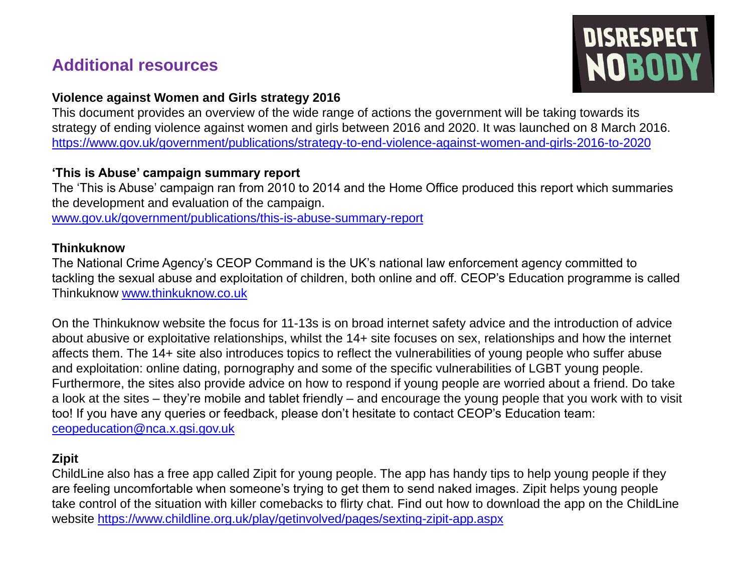## Additional resources

DISRESPECT NOBODY

### Violence against Women and Girls strategy 2016

This document provides an overview of the wide range of actions the government will be taking towards its strategy of ending violence against women and girls between 2016 and 2020. It was launched on 8 March 2016.
https://www.gov.uk/government/publications/strategy-to-end-violence-against-women-and-girls-2016-to-2020

### 'This is Abuse' campaign summary report

The 'This is Abuse' campaign ran from 2010 to 2014 and the Home Office produced this report which summaries the development and evaluation of the campaign.
www.gov.uk/government/publications/this-is-abuse-summary-report

### Thinkuknow

The National Crime Agency's CEOP Command is the UK's national law enforcement agency committed to tackling the sexual abuse and exploitation of children, both online and off. CEOP's Education programme is called Thinkuknow www.thinkuknow.co.uk

On the Thinkuknow website the focus for 11-13s is on broad internet safety advice and the introduction of advice about abusive or exploitative relationships, whilst the 14+ site focuses on sex, relationships and how the internet affects them. The 14+ site also introduces topics to reflect the vulnerabilities of young people who suffer abuse and exploitation: online dating, pornography and some of the specific vulnerabilities of LGBT young people. Furthermore, the sites also provide advice on how to respond if young people are worried about a friend. Do take a look at the sites – they're mobile and tablet friendly – and encourage the young people that you work with to visit too! If you have any queries or feedback, please don't hesitate to contact CEOP's Education team:
ceopeducation@nca.x.gsi.gov.uk

### Zipit

ChildLine also has a free app called Zipit for young people. The app has handy tips to help young people if they are feeling uncomfortable when someone's trying to get them to send naked images. Zipit helps young people take control of the situation with killer comebacks to flirty chat. Find out how to download the app on the ChildLine website https://www.childline.org.uk/play/getinvolved/pages/sexting-zipit-app.aspx